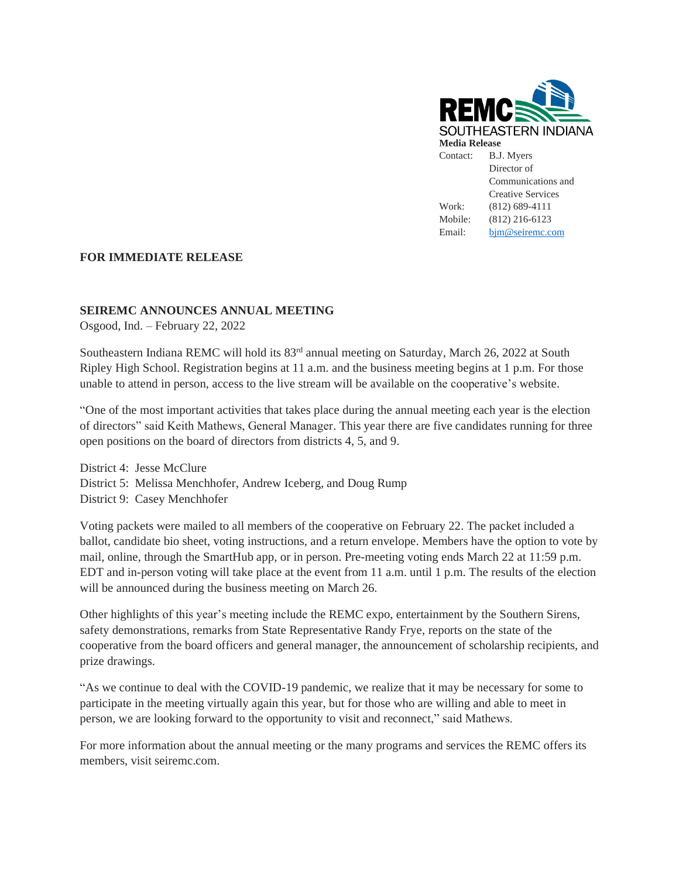REMC SOUTHEASTERN INDIANA

**Media Release**

| Contact: | B.J. Myers<br>Director of Communications and Creative Services |
|---|---|
| Work: | (812) 689-4111 |
| Mobile: | (812) 216-6123 |
| Email: | bjm@seiremc.com |

**FOR IMMEDIATE RELEASE**

## SEIREMC ANNOUNCES ANNUAL MEETING

Osgood, Ind. – February 22, 2022

Southeastern Indiana REMC will hold its 83rd annual meeting on Saturday, March 26, 2022 at South Ripley High School. Registration begins at 11 a.m. and the business meeting begins at 1 p.m. For those unable to attend in person, access to the live stream will be available on the cooperative's website.

"One of the most important activities that takes place during the annual meeting each year is the election of directors" said Keith Mathews, General Manager. This year there are five candidates running for three open positions on the board of directors from districts 4, 5, and 9.

District 4: Jesse McClure
District 5: Melissa Menchhofer, Andrew Iceberg, and Doug Rump
District 9: Casey Menchhofer

Voting packets were mailed to all members of the cooperative on February 22. The packet included a ballot, candidate bio sheet, voting instructions, and a return envelope. Members have the option to vote by mail, online, through the SmartHub app, or in person. Pre-meeting voting ends March 22 at 11:59 p.m. EDT and in-person voting will take place at the event from 11 a.m. until 1 p.m. The results of the election will be announced during the business meeting on March 26.

Other highlights of this year's meeting include the REMC expo, entertainment by the Southern Sirens, safety demonstrations, remarks from State Representative Randy Frye, reports on the state of the cooperative from the board officers and general manager, the announcement of scholarship recipients, and prize drawings.

"As we continue to deal with the COVID-19 pandemic, we realize that it may be necessary for some to participate in the meeting virtually again this year, but for those who are willing and able to meet in person, we are looking forward to the opportunity to visit and reconnect," said Mathews.

For more information about the annual meeting or the many programs and services the REMC offers its members, visit seiremc.com.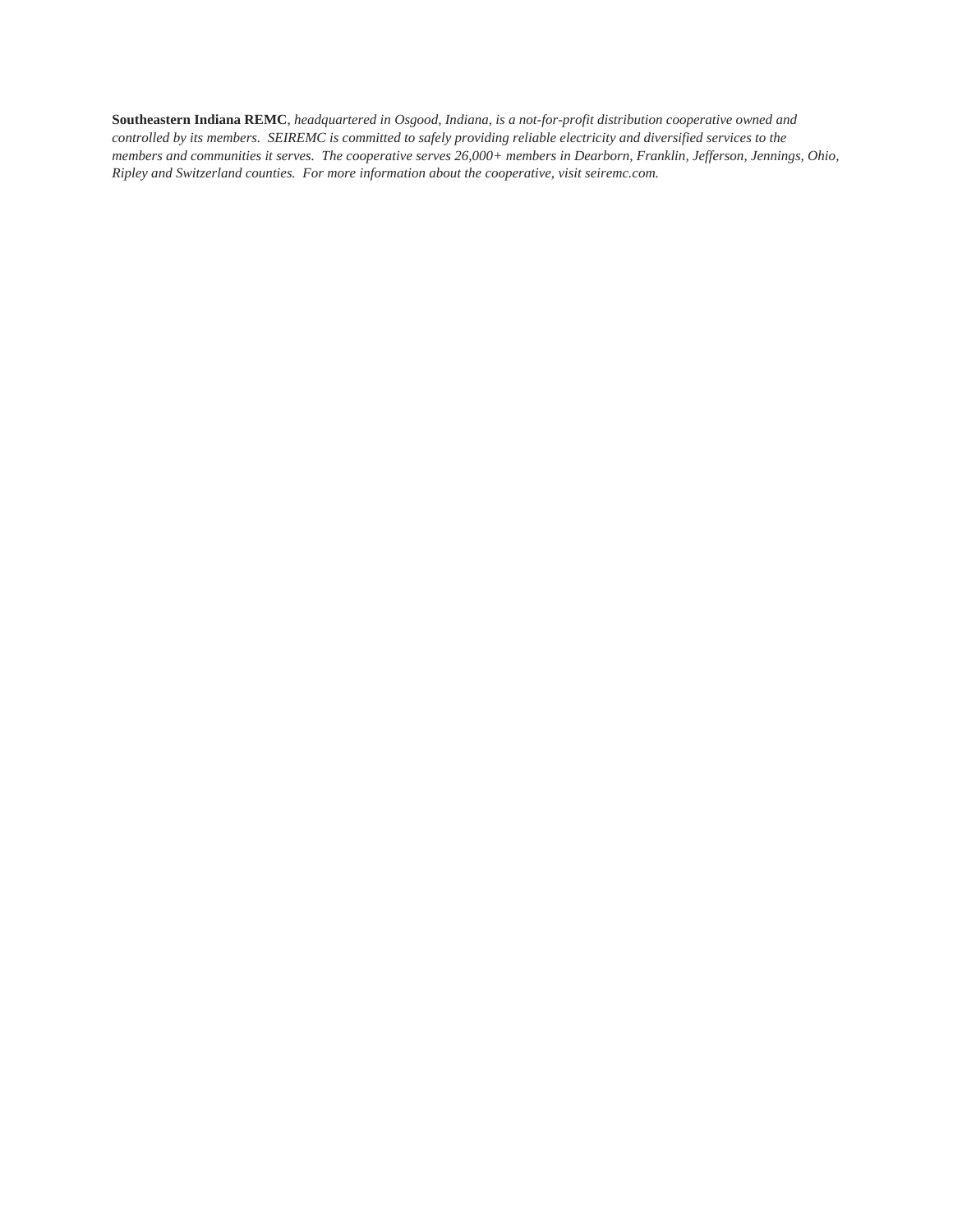**Southeastern Indiana REMC**, *headquartered in Osgood, Indiana, is a not-for-profit distribution cooperative owned and controlled by its members. SEIREMC is committed to safely providing reliable electricity and diversified services to the members and communities it serves. The cooperative serves 26,000+ members in Dearborn, Franklin, Jefferson, Jennings, Ohio, Ripley and Switzerland counties. For more information about the cooperative, visit seiremc.com.*